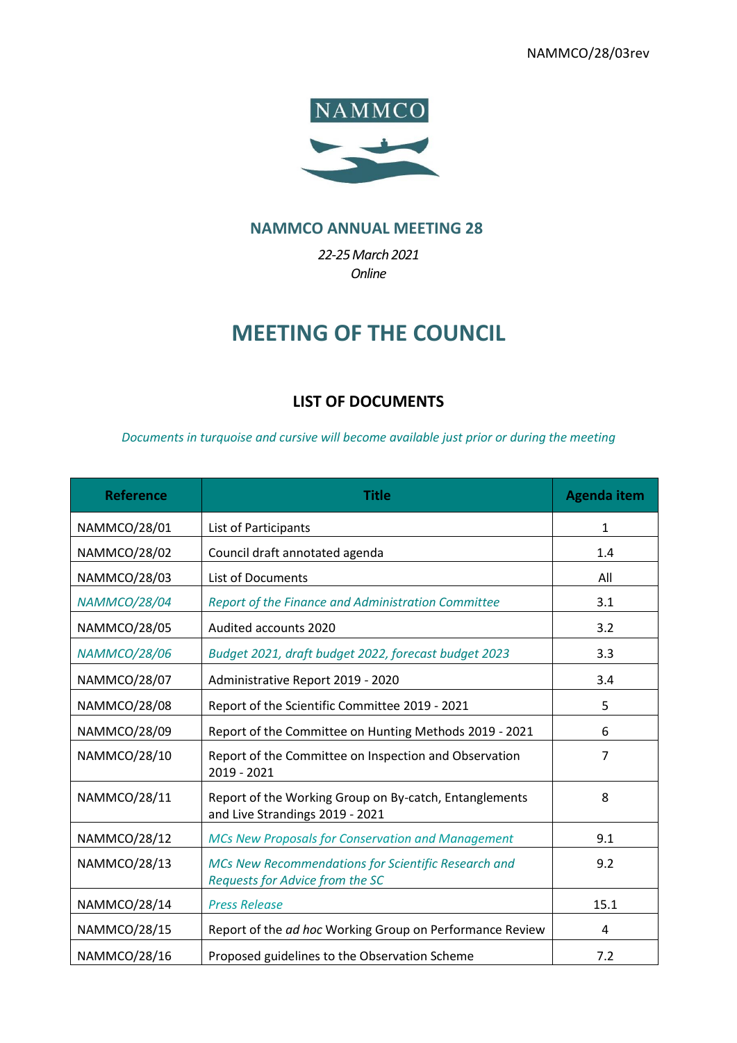NAMMCO/28/03rev

NAMMCO

## NAMMCO ANNUAL MEETING 28

*22-25 March 2021*
*Online*

# MEETING OF THE COUNCIL

## LIST OF DOCUMENTS

*Documents in turquoise and cursive will become available just prior or during the meeting*

| Reference | Title | Agenda item |
|---|---|---|
| NAMMCO/28/01 | List of Participants | 1 |
| NAMMCO/28/02 | Council draft annotated agenda | 1.4 |
| NAMMCO/28/03 | List of Documents | All |
| *NAMMCO/28/04* | *Report of the Finance and Administration Committee* | 3.1 |
| NAMMCO/28/05 | Audited accounts 2020 | 3.2 |
| *NAMMCO/28/06* | *Budget 2021, draft budget 2022, forecast budget 2023* | 3.3 |
| NAMMCO/28/07 | Administrative Report 2019 - 2020 | 3.4 |
| NAMMCO/28/08 | Report of the Scientific Committee 2019 - 2021 | 5 |
| NAMMCO/28/09 | Report of the Committee on Hunting Methods 2019 - 2021 | 6 |
| NAMMCO/28/10 | Report of the Committee on Inspection and Observation 2019 - 2021 | 7 |
| NAMMCO/28/11 | Report of the Working Group on By-catch, Entanglements and Live Strandings 2019 - 2021 | 8 |
| NAMMCO/28/12 | *MCs New Proposals for Conservation and Management* | 9.1 |
| NAMMCO/28/13 | *MCs New Recommendations for Scientific Research and Requests for Advice from the SC* | 9.2 |
| NAMMCO/28/14 | *Press Release* | 15.1 |
| NAMMCO/28/15 | Report of the *ad hoc* Working Group on Performance Review | 4 |
| NAMMCO/28/16 | Proposed guidelines to the Observation Scheme | 7.2 |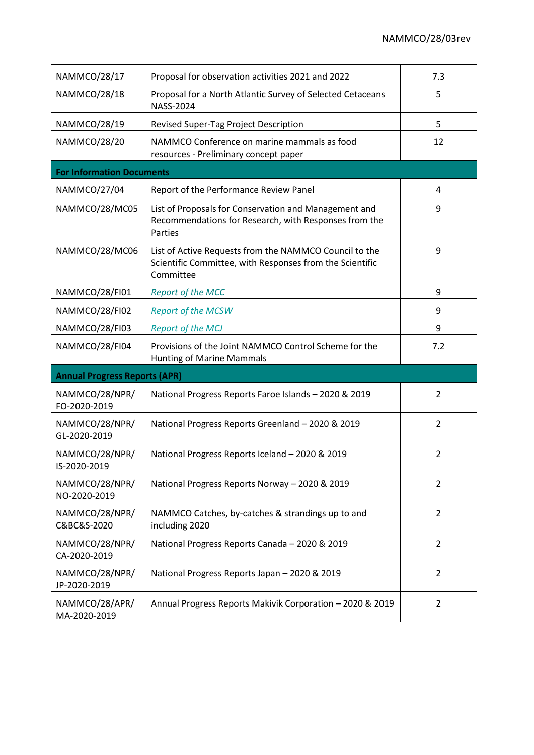| | | |
|---|---|---|
| NAMMCO/28/17 | Proposal for observation activities 2021 and 2022 | 7.3 |
| NAMMCO/28/18 | Proposal for a North Atlantic Survey of Selected Cetaceans NASS-2024 | 5 |
| NAMMCO/28/19 | Revised Super-Tag Project Description | 5 |
| NAMMCO/28/20 | NAMMCO Conference on marine mammals as food resources - Preliminary concept paper | 12 |
| **For Information Documents** | | |
| NAMMCO/27/04 | Report of the Performance Review Panel | 4 |
| NAMMCO/28/MC05 | List of Proposals for Conservation and Management and Recommendations for Research, with Responses from the Parties | 9 |
| NAMMCO/28/MC06 | List of Active Requests from the NAMMCO Council to the Scientific Committee, with Responses from the Scientific Committee | 9 |
| NAMMCO/28/FI01 | *Report of the MCC* | 9 |
| NAMMCO/28/FI02 | *Report of the MCSW* | 9 |
| NAMMCO/28/FI03 | *Report of the MCJ* | 9 |
| NAMMCO/28/FI04 | Provisions of the Joint NAMMCO Control Scheme for the Hunting of Marine Mammals | 7.2 |
| **Annual Progress Reports (APR)** | | |
| NAMMCO/28/NPR/FO-2020-2019 | National Progress Reports Faroe Islands – 2020 & 2019 | 2 |
| NAMMCO/28/NPR/GL-2020-2019 | National Progress Reports Greenland – 2020 & 2019 | 2 |
| NAMMCO/28/NPR/IS-2020-2019 | National Progress Reports Iceland – 2020 & 2019 | 2 |
| NAMMCO/28/NPR/NO-2020-2019 | National Progress Reports Norway – 2020 & 2019 | 2 |
| NAMMCO/28/NPR/C&BC&S-2020 | NAMMCO Catches, by-catches & strandings up to and including 2020 | 2 |
| NAMMCO/28/NPR/CA-2020-2019 | National Progress Reports Canada – 2020 & 2019 | 2 |
| NAMMCO/28/NPR/JP-2020-2019 | National Progress Reports Japan – 2020 & 2019 | 2 |
| NAMMCO/28/APR/MA-2020-2019 | Annual Progress Reports Makivik Corporation – 2020 & 2019 | 2 |